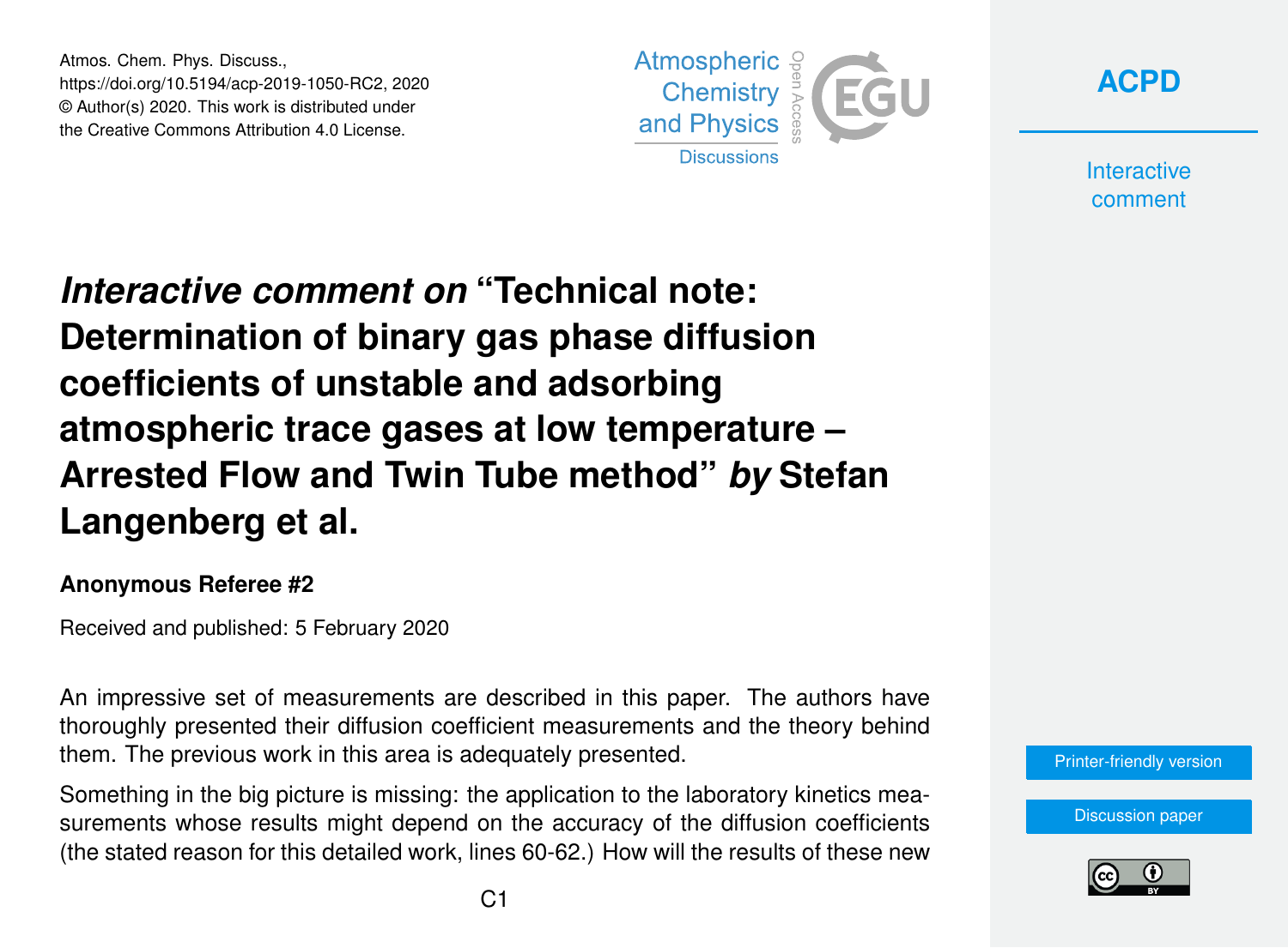# *Interactive comment on* "Technical note: Determination of binary gas phase diffusion coefficients of unstable and adsorbing atmospheric trace gases at low temperature – Arrested Flow and Twin Tube method" *by* Stefan Langenberg et al.

**Anonymous Referee #2**

Received and published: 5 February 2020

An impressive set of measurements are described in this paper. The authors have thoroughly presented their diffusion coefficient measurements and the theory behind them. The previous work in this area is adequately presented.

Something in the big picture is missing: the application to the laboratory kinetics measurements whose results might depend on the accuracy of the diffusion coefficients (the stated reason for this detailed work, lines 60-62.) How will the results of these new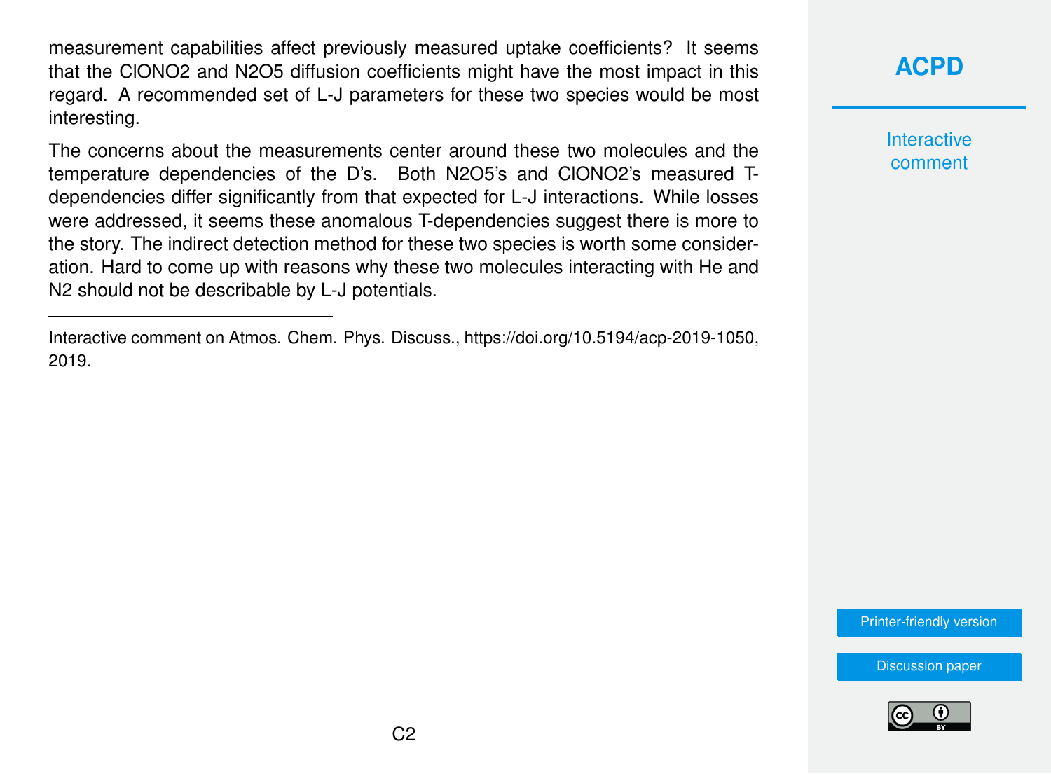measurement capabilities affect previously measured uptake coefficients? It seems that the $ClONO_2$ and $N_2O_5$ diffusion coefficients might have the most impact in this regard. A recommended set of L-J parameters for these two species would be most interesting.

The concerns about the measurements center around these two molecules and the temperature dependencies of the D's. Both $N_2O_5$'s and $ClONO_2$'s measured T-dependencies differ significantly from that expected for L-J interactions. While losses were addressed, it seems these anomalous T-dependencies suggest there is more to the story. The indirect detection method for these two species is worth some consideration. Hard to come up with reasons why these two molecules interacting with He and $N_2$ should not be describable by L-J potentials.

---

Interactive comment on Atmos. Chem. Phys. Discuss., https://doi.org/10.5194/acp-2019-1050, 2019.